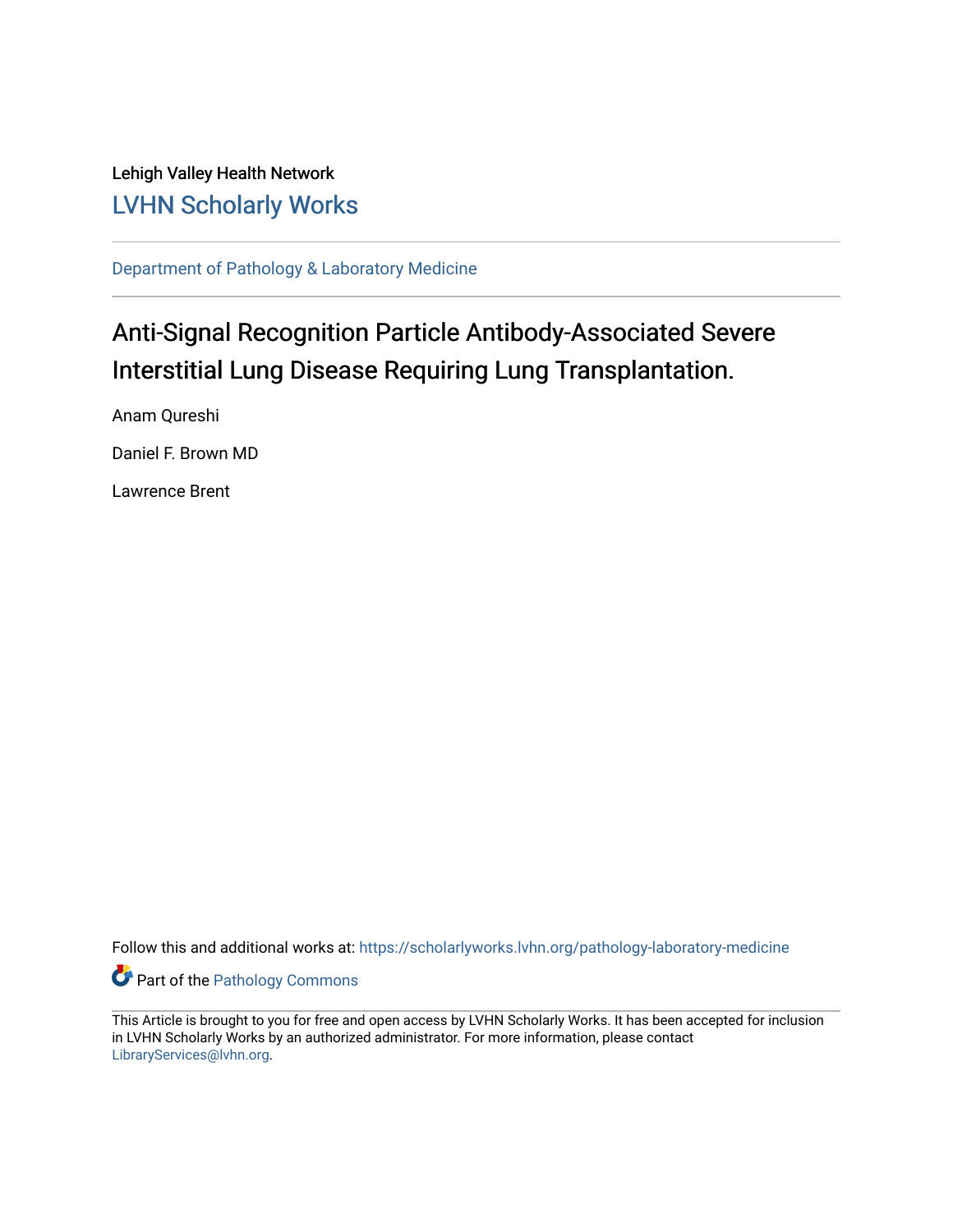Lehigh Valley Health Network

LVHN Scholarly Works

Department of Pathology & Laboratory Medicine

# Anti-Signal Recognition Particle Antibody-Associated Severe Interstitial Lung Disease Requiring Lung Transplantation.

Anam Qureshi

Daniel F. Brown MD

Lawrence Brent

Follow this and additional works at: https://scholarlyworks.lvhn.org/pathology-laboratory-medicine

Part of the Pathology Commons

This Article is brought to you for free and open access by LVHN Scholarly Works. It has been accepted for inclusion in LVHN Scholarly Works by an authorized administrator. For more information, please contact LibraryServices@lvhn.org.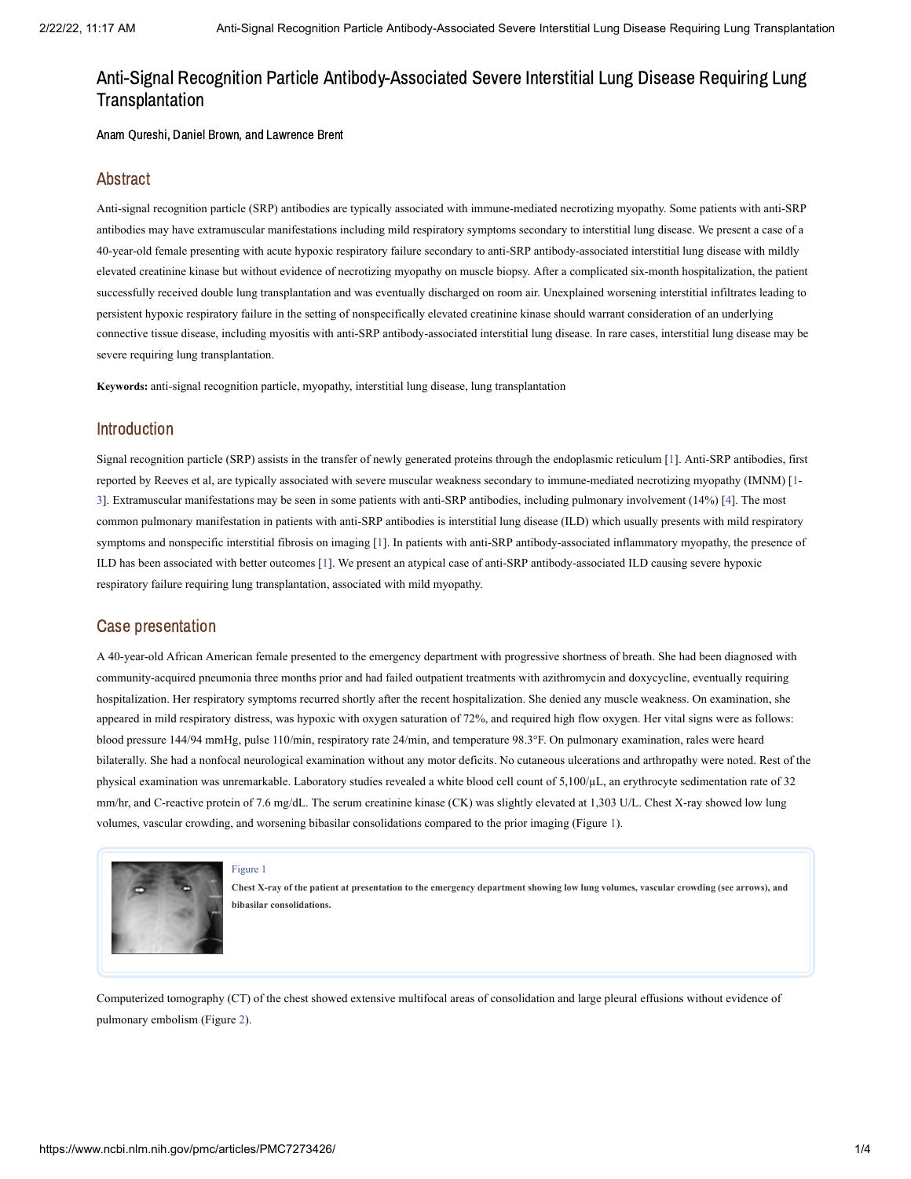# Anti-Signal Recognition Particle Antibody-Associated Severe Interstitial Lung Disease Requiring Lung Transplantation

Anam Qureshi, Daniel Brown, and Lawrence Brent

## Abstract

Anti-signal recognition particle (SRP) antibodies are typically associated with immune-mediated necrotizing myopathy. Some patients with anti-SRP antibodies may have extramuscular manifestations including mild respiratory symptoms secondary to interstitial lung disease. We present a case of a 40-year-old female presenting with acute hypoxic respiratory failure secondary to anti-SRP antibody-associated interstitial lung disease with mildly elevated creatinine kinase but without evidence of necrotizing myopathy on muscle biopsy. After a complicated six-month hospitalization, the patient successfully received double lung transplantation and was eventually discharged on room air. Unexplained worsening interstitial infiltrates leading to persistent hypoxic respiratory failure in the setting of nonspecifically elevated creatinine kinase should warrant consideration of an underlying connective tissue disease, including myositis with anti-SRP antibody-associated interstitial lung disease. In rare cases, interstitial lung disease may be severe requiring lung transplantation.

**Keywords:** anti-signal recognition particle, myopathy, interstitial lung disease, lung transplantation

## Introduction

Signal recognition particle (SRP) assists in the transfer of newly generated proteins through the endoplasmic reticulum [1]. Anti-SRP antibodies, first reported by Reeves et al, are typically associated with severe muscular weakness secondary to immune-mediated necrotizing myopathy (IMNM) [1-3]. Extramuscular manifestations may be seen in some patients with anti-SRP antibodies, including pulmonary involvement (14%) [4]. The most common pulmonary manifestation in patients with anti-SRP antibodies is interstitial lung disease (ILD) which usually presents with mild respiratory symptoms and nonspecific interstitial fibrosis on imaging [1]. In patients with anti-SRP antibody-associated inflammatory myopathy, the presence of ILD has been associated with better outcomes [1]. We present an atypical case of anti-SRP antibody-associated ILD causing severe hypoxic respiratory failure requiring lung transplantation, associated with mild myopathy.

## Case presentation

A 40-year-old African American female presented to the emergency department with progressive shortness of breath. She had been diagnosed with community-acquired pneumonia three months prior and had failed outpatient treatments with azithromycin and doxycycline, eventually requiring hospitalization. Her respiratory symptoms recurred shortly after the recent hospitalization. She denied any muscle weakness. On examination, she appeared in mild respiratory distress, was hypoxic with oxygen saturation of 72%, and required high flow oxygen. Her vital signs were as follows: blood pressure 144/94 mmHg, pulse 110/min, respiratory rate 24/min, and temperature 98.3°F. On pulmonary examination, rales were heard bilaterally. She had a nonfocal neurological examination without any motor deficits. No cutaneous ulcerations and arthropathy were noted. Rest of the physical examination was unremarkable. Laboratory studies revealed a white blood cell count of 5,100/μL, an erythrocyte sedimentation rate of 32 mm/hr, and C-reactive protein of 7.6 mg/dL. The serum creatinine kinase (CK) was slightly elevated at 1,303 U/L. Chest X-ray showed low lung volumes, vascular crowding, and worsening bibasilar consolidations compared to the prior imaging (Figure 1).

Figure 1

**Chest X-ray of the patient at presentation to the emergency department showing low lung volumes, vascular crowding (see arrows), and bibasilar consolidations.**

Computerized tomography (CT) of the chest showed extensive multifocal areas of consolidation and large pleural effusions without evidence of pulmonary embolism (Figure 2).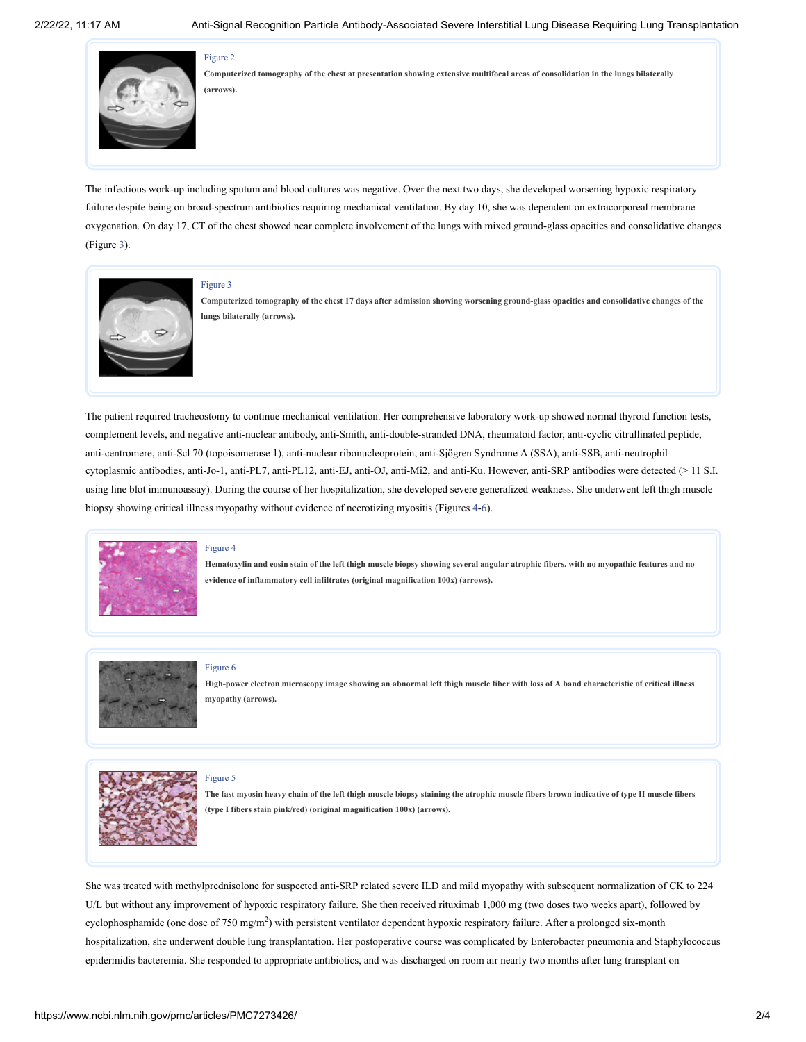Figure 2

**Computerized tomography of the chest at presentation showing extensive multifocal areas of consolidation in the lungs bilaterally (arrows).**

The infectious work-up including sputum and blood cultures was negative. Over the next two days, she developed worsening hypoxic respiratory failure despite being on broad-spectrum antibiotics requiring mechanical ventilation. By day 10, she was dependent on extracorporeal membrane oxygenation. On day 17, CT of the chest showed near complete involvement of the lungs with mixed ground-glass opacities and consolidative changes (Figure 3).

Figure 3

**Computerized tomography of the chest 17 days after admission showing worsening ground-glass opacities and consolidative changes of the lungs bilaterally (arrows).**

The patient required tracheostomy to continue mechanical ventilation. Her comprehensive laboratory work-up showed normal thyroid function tests, complement levels, and negative anti-nuclear antibody, anti-Smith, anti-double-stranded DNA, rheumatoid factor, anti-cyclic citrullinated peptide, anti-centromere, anti-Scl 70 (topoisomerase 1), anti-nuclear ribonucleoprotein, anti-Sjögren Syndrome A (SSA), anti-SSB, anti-neutrophil cytoplasmic antibodies, anti-Jo-1, anti-PL7, anti-PL12, anti-EJ, anti-OJ, anti-Mi2, and anti-Ku. However, anti-SRP antibodies were detected (> 11 S.I. using line blot immunoassay). During the course of her hospitalization, she developed severe generalized weakness. She underwent left thigh muscle biopsy showing critical illness myopathy without evidence of necrotizing myositis (Figures 4-6).

Figure 4

**Hematoxylin and eosin stain of the left thigh muscle biopsy showing several angular atrophic fibers, with no myopathic features and no evidence of inflammatory cell infiltrates (original magnification 100x) (arrows).**

Figure 6

**High-power electron microscopy image showing an abnormal left thigh muscle fiber with loss of A band characteristic of critical illness myopathy (arrows).**

Figure 5

**The fast myosin heavy chain of the left thigh muscle biopsy staining the atrophic muscle fibers brown indicative of type II muscle fibers (type I fibers stain pink/red) (original magnification 100x) (arrows).**

She was treated with methylprednisolone for suspected anti-SRP related severe ILD and mild myopathy with subsequent normalization of CK to 224 U/L but without any improvement of hypoxic respiratory failure. She then received rituximab 1,000 mg (two doses two weeks apart), followed by cyclophosphamide (one dose of 750 mg/m$^2$) with persistent ventilator dependent hypoxic respiratory failure. After a prolonged six-month hospitalization, she underwent double lung transplantation. Her postoperative course was complicated by Enterobacter pneumonia and Staphylococcus epidermidis bacteremia. She responded to appropriate antibiotics, and was discharged on room air nearly two months after lung transplant on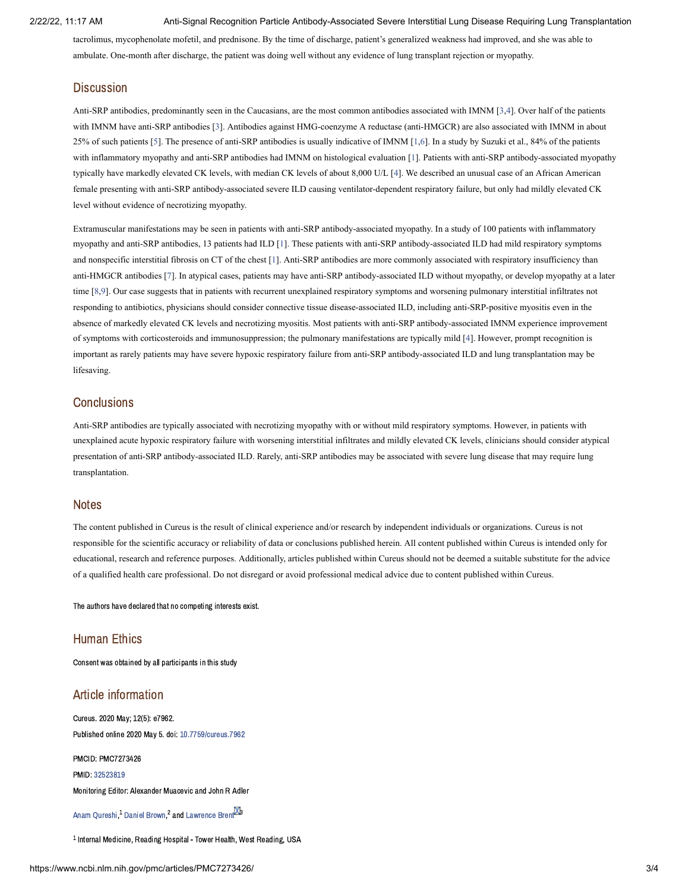tacrolimus, mycophenolate mofetil, and prednisone. By the time of discharge, patient's generalized weakness had improved, and she was able to ambulate. One-month after discharge, the patient was doing well without any evidence of lung transplant rejection or myopathy.

## Discussion

Anti-SRP antibodies, predominantly seen in the Caucasians, are the most common antibodies associated with IMNM [3,4]. Over half of the patients with IMNM have anti-SRP antibodies [3]. Antibodies against HMG-coenzyme A reductase (anti-HMGCR) are also associated with IMNM in about 25% of such patients [5]. The presence of anti-SRP antibodies is usually indicative of IMNM [1,6]. In a study by Suzuki et al., 84% of the patients with inflammatory myopathy and anti-SRP antibodies had IMNM on histological evaluation [1]. Patients with anti-SRP antibody-associated myopathy typically have markedly elevated CK levels, with median CK levels of about 8,000 U/L [4]. We described an unusual case of an African American female presenting with anti-SRP antibody-associated severe ILD causing ventilator-dependent respiratory failure, but only had mildly elevated CK level without evidence of necrotizing myopathy.

Extramuscular manifestations may be seen in patients with anti-SRP antibody-associated myopathy. In a study of 100 patients with inflammatory myopathy and anti-SRP antibodies, 13 patients had ILD [1]. These patients with anti-SRP antibody-associated ILD had mild respiratory symptoms and nonspecific interstitial fibrosis on CT of the chest [1]. Anti-SRP antibodies are more commonly associated with respiratory insufficiency than anti-HMGCR antibodies [7]. In atypical cases, patients may have anti-SRP antibody-associated ILD without myopathy, or develop myopathy at a later time [8,9]. Our case suggests that in patients with recurrent unexplained respiratory symptoms and worsening pulmonary interstitial infiltrates not responding to antibiotics, physicians should consider connective tissue disease-associated ILD, including anti-SRP-positive myositis even in the absence of markedly elevated CK levels and necrotizing myositis. Most patients with anti-SRP antibody-associated IMNM experience improvement of symptoms with corticosteroids and immunosuppression; the pulmonary manifestations are typically mild [4]. However, prompt recognition is important as rarely patients may have severe hypoxic respiratory failure from anti-SRP antibody-associated ILD and lung transplantation may be lifesaving.

## Conclusions

Anti-SRP antibodies are typically associated with necrotizing myopathy with or without mild respiratory symptoms. However, in patients with unexplained acute hypoxic respiratory failure with worsening interstitial infiltrates and mildly elevated CK levels, clinicians should consider atypical presentation of anti-SRP antibody-associated ILD. Rarely, anti-SRP antibodies may be associated with severe lung disease that may require lung transplantation.

## Notes

The content published in Cureus is the result of clinical experience and/or research by independent individuals or organizations. Cureus is not responsible for the scientific accuracy or reliability of data or conclusions published herein. All content published within Cureus is intended only for educational, research and reference purposes. Additionally, articles published within Cureus should not be deemed a suitable substitute for the advice of a qualified health care professional. Do not disregard or avoid professional medical advice due to content published within Cureus.

The authors have declared that no competing interests exist.

## Human Ethics

Consent was obtained by all participants in this study

## Article information

Cureus. 2020 May; 12(5): e7962.

Published online 2020 May 5. doi: 10.7759/cureus.7962

PMCID: PMC7273426

PMID: 32523819

Monitoring Editor: Alexander Muacevic and John R Adler

Anam Qureshi,[1] Daniel Brown,[2] and Lawrence Brent[3]

[1] Internal Medicine, Reading Hospital - Tower Health, West Reading, USA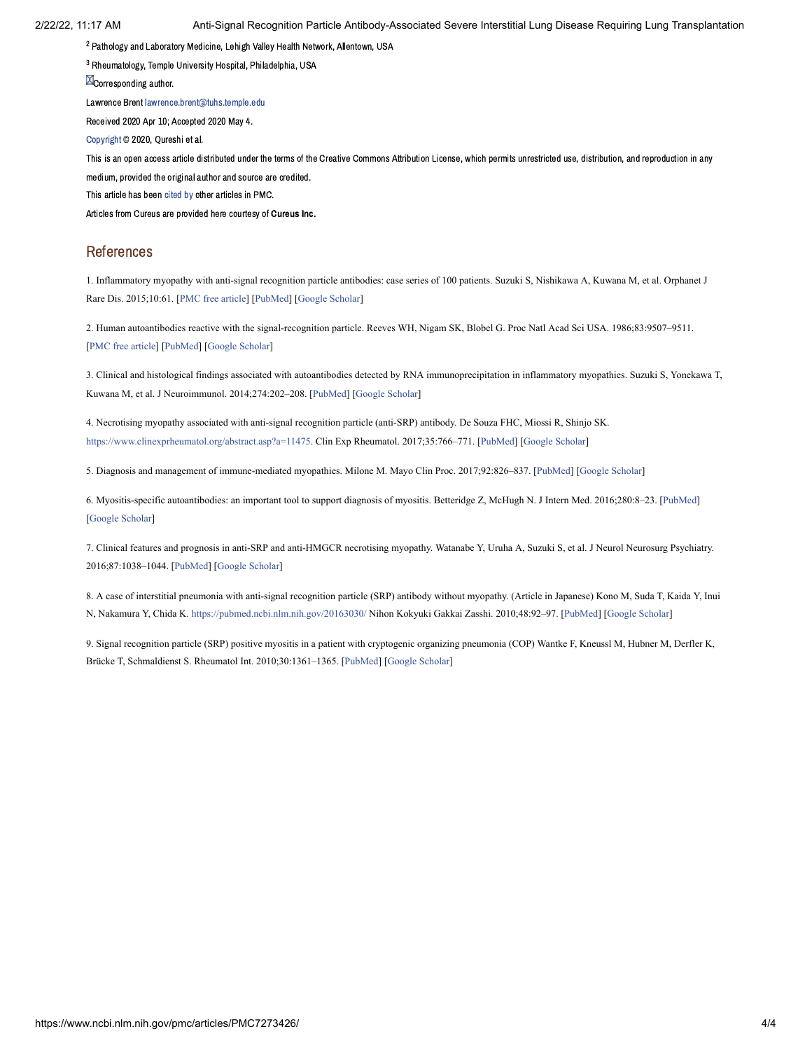[2] Pathology and Laboratory Medicine, Lehigh Valley Health Network, Allentown, USA

[3] Rheumatology, Temple University Hospital, Philadelphia, USA

Corresponding author.

Lawrence Brent lawrence.brent@tuhs.temple.edu

Received 2020 Apr 10; Accepted 2020 May 4.

Copyright © 2020, Qureshi et al.

This is an open access article distributed under the terms of the Creative Commons Attribution License, which permits unrestricted use, distribution, and reproduction in any medium, provided the original author and source are credited.

This article has been cited by other articles in PMC.

Articles from Cureus are provided here courtesy of **Cureus Inc.**

## References

1. Inflammatory myopathy with anti-signal recognition particle antibodies: case series of 100 patients. Suzuki S, Nishikawa A, Kuwana M, et al. Orphanet J Rare Dis. 2015;10:61. [PMC free article] [PubMed] [Google Scholar]

2. Human autoantibodies reactive with the signal-recognition particle. Reeves WH, Nigam SK, Blobel G. Proc Natl Acad Sci USA. 1986;83:9507–9511. [PMC free article] [PubMed] [Google Scholar]

3. Clinical and histological findings associated with autoantibodies detected by RNA immunoprecipitation in inflammatory myopathies. Suzuki S, Yonekawa T, Kuwana M, et al. J Neuroimmunol. 2014;274:202–208. [PubMed] [Google Scholar]

4. Necrotising myopathy associated with anti-signal recognition particle (anti-SRP) antibody. De Souza FHC, Miossi R, Shinjo SK. https://www.clinexprheumatol.org/abstract.asp?a=11475. Clin Exp Rheumatol. 2017;35:766–771. [PubMed] [Google Scholar]

5. Diagnosis and management of immune-mediated myopathies. Milone M. Mayo Clin Proc. 2017;92:826–837. [PubMed] [Google Scholar]

6. Myositis-specific autoantibodies: an important tool to support diagnosis of myositis. Betteridge Z, McHugh N. J Intern Med. 2016;280:8–23. [PubMed] [Google Scholar]

7. Clinical features and prognosis in anti-SRP and anti-HMGCR necrotising myopathy. Watanabe Y, Uruha A, Suzuki S, et al. J Neurol Neurosurg Psychiatry. 2016;87:1038–1044. [PubMed] [Google Scholar]

8. A case of interstitial pneumonia with anti-signal recognition particle (SRP) antibody without myopathy. (Article in Japanese) Kono M, Suda T, Kaida Y, Inui N, Nakamura Y, Chida K. https://pubmed.ncbi.nlm.nih.gov/20163030/ Nihon Kokyuki Gakkai Zasshi. 2010;48:92–97. [PubMed] [Google Scholar]

9. Signal recognition particle (SRP) positive myositis in a patient with cryptogenic organizing pneumonia (COP) Wantke F, Kneussl M, Hubner M, Derfler K, Brücke T, Schmaldienst S. Rheumatol Int. 2010;30:1361–1365. [PubMed] [Google Scholar]